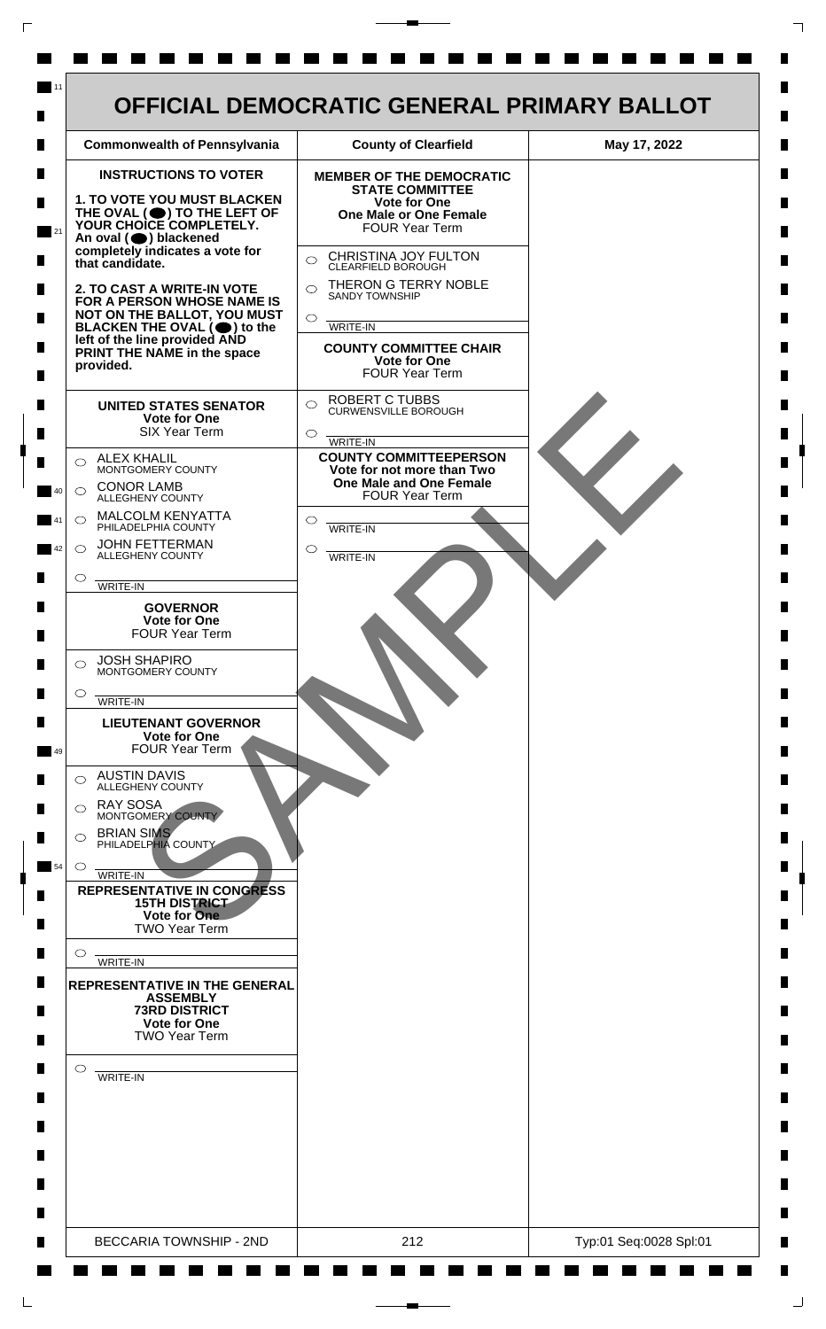# OFFICIAL DEMOCRATIC GENERAL PRIMARY BALLOT

| Commonwealth of Pennsylvania | County of Clearfield | May 17, 2022 |
| --- | --- | --- |

## INSTRUCTIONS TO VOTER

**1. TO VOTE YOU MUST BLACKEN THE OVAL (⬤) TO THE LEFT OF YOUR CHOICE COMPLETELY.** An oval (⬤) blackened completely indicates a vote for that candidate.

**2. TO CAST A WRITE-IN VOTE FOR A PERSON WHOSE NAME IS NOT ON THE BALLOT, YOU MUST BLACKEN THE OVAL (⬤) to the left of the line provided AND PRINT THE NAME in the space provided.**

### UNITED STATES SENATOR
**Vote for One**
SIX Year Term

- ○ ALEX KHALIL — MONTGOMERY COUNTY
- ○ CONOR LAMB — ALLEGHENY COUNTY
- ○ MALCOLM KENYATTA — PHILADELPHIA COUNTY
- ○ JOHN FETTERMAN — ALLEGHENY COUNTY
- ○ ______ WRITE-IN

### GOVERNOR
**Vote for One**
FOUR Year Term

- ○ JOSH SHAPIRO — MONTGOMERY COUNTY
- ○ ______ WRITE-IN

### LIEUTENANT GOVERNOR
**Vote for One**
FOUR Year Term

- ○ AUSTIN DAVIS — ALLEGHENY COUNTY
- ○ RAY SOSA — MONTGOMERY COUNTY
- ○ BRIAN SIMS — PHILADELPHIA COUNTY
- ○ ______ WRITE-IN

### REPRESENTATIVE IN CONGRESS
**15TH DISTRICT**
**Vote for One**
TWO Year Term

- ○ ______ WRITE-IN

### REPRESENTATIVE IN THE GENERAL ASSEMBLY
**73RD DISTRICT**
**Vote for One**
TWO Year Term

- ○ ______ WRITE-IN

### MEMBER OF THE DEMOCRATIC STATE COMMITTEE
**Vote for One**
**One Male or One Female**
FOUR Year Term

- ○ CHRISTINA JOY FULTON — CLEARFIELD BOROUGH
- ○ THERON G TERRY NOBLE — SANDY TOWNSHIP
- ○ ______ WRITE-IN

### COUNTY COMMITTEE CHAIR
**Vote for One**
FOUR Year Term

- ○ ROBERT C TUBBS — CURWENSVILLE BOROUGH
- ○ ______ WRITE-IN

### COUNTY COMMITTEEPERSON
**Vote for not more than Two**
**One Male and One Female**
FOUR Year Term

- ○ ______ WRITE-IN
- ○ ______ WRITE-IN

SAMPLE

| BECCARIA TOWNSHIP - 2ND | 212 | Typ:01 Seq:0028 Spl:01 |
| --- | --- | --- |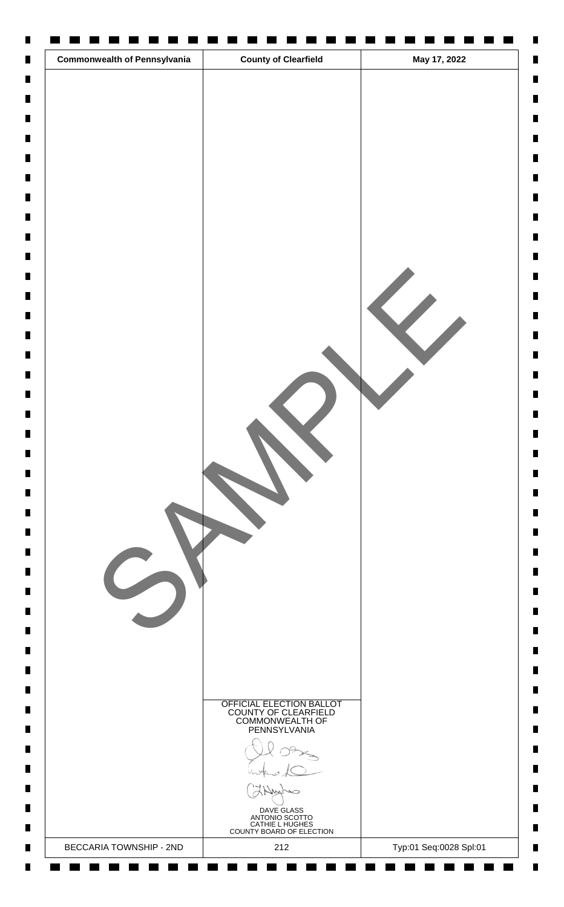| Commonwealth of Pennsylvania | County of Clearfield | May 17, 2022 |
|---|---|---|
| | OFFICIAL ELECTION BALLOT<br>COUNTY OF CLEARFIELD<br>COMMONWEALTH OF PENNSYLVANIA<br><br>DAVE GLASS<br>ANTONIO SCOTTO<br>CATHIE L HUGHES<br>COUNTY BOARD OF ELECTION | |
| BECCARIA TOWNSHIP - 2ND | 212 | Typ:01 Seq:0028 Spl:01 |

SAMPLE